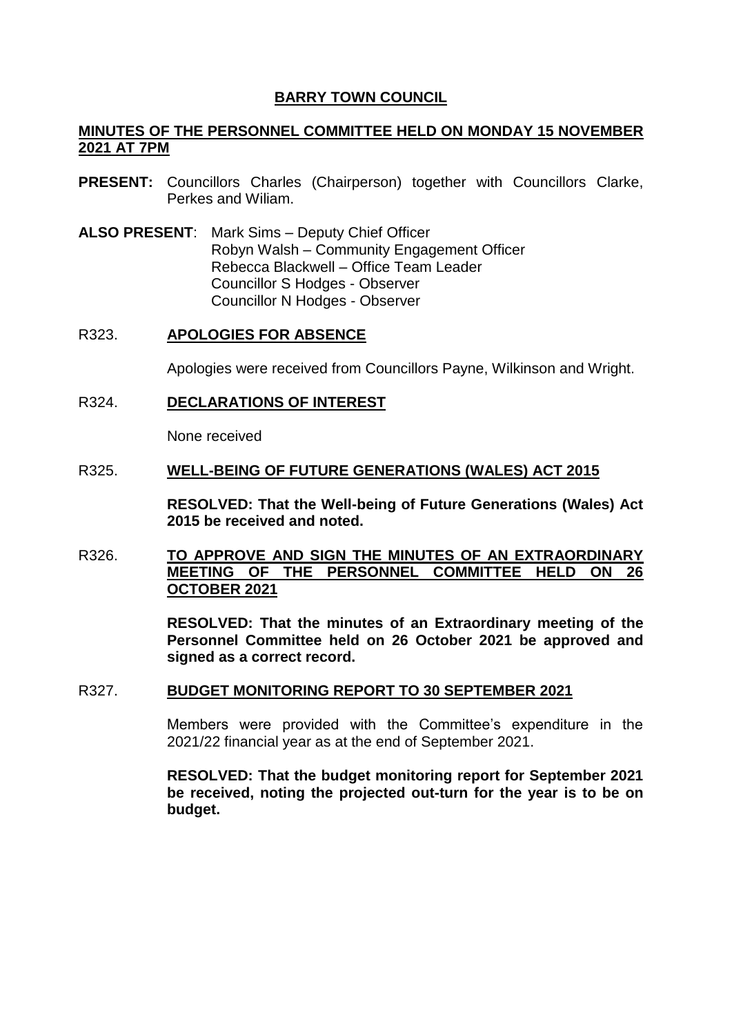# BARRY TOWN COUNCIL

## MINUTES OF THE PERSONNEL COMMITTEE HELD ON MONDAY 15 NOVEMBER 2021 AT 7PM

**PRESENT:** Councillors Charles (Chairperson) together with Councillors Clarke, Perkes and Wiliam.

**ALSO PRESENT**: Mark Sims – Deputy Chief Officer
Robyn Walsh – Community Engagement Officer
Rebecca Blackwell – Office Team Leader
Councillor S Hodges - Observer
Councillor N Hodges - Observer

### R323. APOLOGIES FOR ABSENCE

Apologies were received from Councillors Payne, Wilkinson and Wright.

### R324. DECLARATIONS OF INTEREST

None received

### R325. WELL-BEING OF FUTURE GENERATIONS (WALES) ACT 2015

**RESOLVED: That the Well-being of Future Generations (Wales) Act 2015 be received and noted.**

### R326. TO APPROVE AND SIGN THE MINUTES OF AN EXTRAORDINARY MEETING OF THE PERSONNEL COMMITTEE HELD ON 26 OCTOBER 2021

**RESOLVED: That the minutes of an Extraordinary meeting of the Personnel Committee held on 26 October 2021 be approved and signed as a correct record.**

### R327. BUDGET MONITORING REPORT TO 30 SEPTEMBER 2021

Members were provided with the Committee's expenditure in the 2021/22 financial year as at the end of September 2021.

**RESOLVED: That the budget monitoring report for September 2021 be received, noting the projected out-turn for the year is to be on budget.**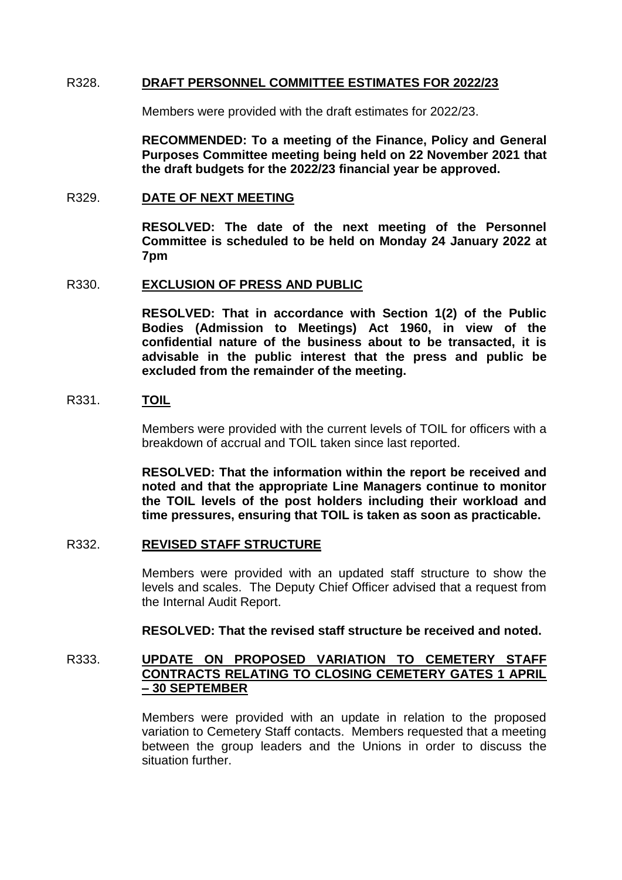R328. **DRAFT PERSONNEL COMMITTEE ESTIMATES FOR 2022/23**

Members were provided with the draft estimates for 2022/23.

**RECOMMENDED: To a meeting of the Finance, Policy and General Purposes Committee meeting being held on 22 November 2021 that the draft budgets for the 2022/23 financial year be approved.**

R329. **DATE OF NEXT MEETING**

**RESOLVED: The date of the next meeting of the Personnel Committee is scheduled to be held on Monday 24 January 2022 at 7pm**

R330. **EXCLUSION OF PRESS AND PUBLIC**

**RESOLVED: That in accordance with Section 1(2) of the Public Bodies (Admission to Meetings) Act 1960, in view of the confidential nature of the business about to be transacted, it is advisable in the public interest that the press and public be excluded from the remainder of the meeting.**

R331. **TOIL**

Members were provided with the current levels of TOIL for officers with a breakdown of accrual and TOIL taken since last reported.

**RESOLVED: That the information within the report be received and noted and that the appropriate Line Managers continue to monitor the TOIL levels of the post holders including their workload and time pressures, ensuring that TOIL is taken as soon as practicable.**

R332. **REVISED STAFF STRUCTURE**

Members were provided with an updated staff structure to show the levels and scales. The Deputy Chief Officer advised that a request from the Internal Audit Report.

**RESOLVED: That the revised staff structure be received and noted.**

R333. **UPDATE ON PROPOSED VARIATION TO CEMETERY STAFF CONTRACTS RELATING TO CLOSING CEMETERY GATES 1 APRIL – 30 SEPTEMBER**

Members were provided with an update in relation to the proposed variation to Cemetery Staff contacts. Members requested that a meeting between the group leaders and the Unions in order to discuss the situation further.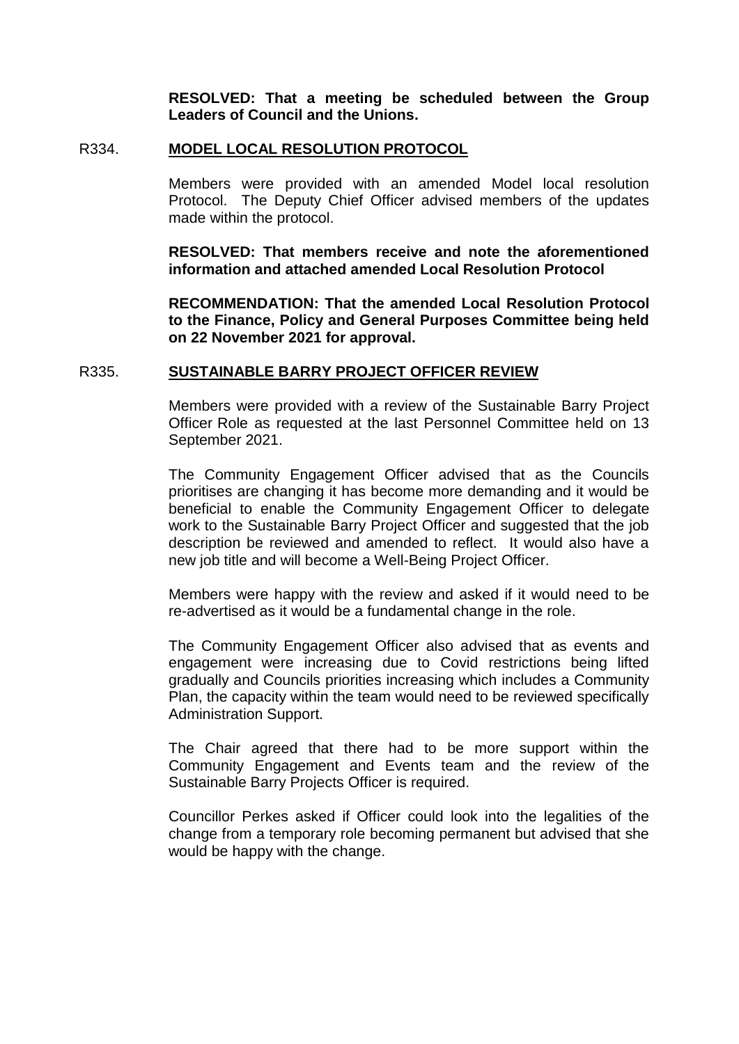**RESOLVED: That a meeting be scheduled between the Group Leaders of Council and the Unions.**

## R334. MODEL LOCAL RESOLUTION PROTOCOL

Members were provided with an amended Model local resolution Protocol. The Deputy Chief Officer advised members of the updates made within the protocol.

**RESOLVED: That members receive and note the aforementioned information and attached amended Local Resolution Protocol**

**RECOMMENDATION: That the amended Local Resolution Protocol to the Finance, Policy and General Purposes Committee being held on 22 November 2021 for approval.**

## R335. SUSTAINABLE BARRY PROJECT OFFICER REVIEW

Members were provided with a review of the Sustainable Barry Project Officer Role as requested at the last Personnel Committee held on 13 September 2021.

The Community Engagement Officer advised that as the Councils prioritises are changing it has become more demanding and it would be beneficial to enable the Community Engagement Officer to delegate work to the Sustainable Barry Project Officer and suggested that the job description be reviewed and amended to reflect. It would also have a new job title and will become a Well-Being Project Officer.

Members were happy with the review and asked if it would need to be re-advertised as it would be a fundamental change in the role.

The Community Engagement Officer also advised that as events and engagement were increasing due to Covid restrictions being lifted gradually and Councils priorities increasing which includes a Community Plan, the capacity within the team would need to be reviewed specifically Administration Support.

The Chair agreed that there had to be more support within the Community Engagement and Events team and the review of the Sustainable Barry Projects Officer is required.

Councillor Perkes asked if Officer could look into the legalities of the change from a temporary role becoming permanent but advised that she would be happy with the change.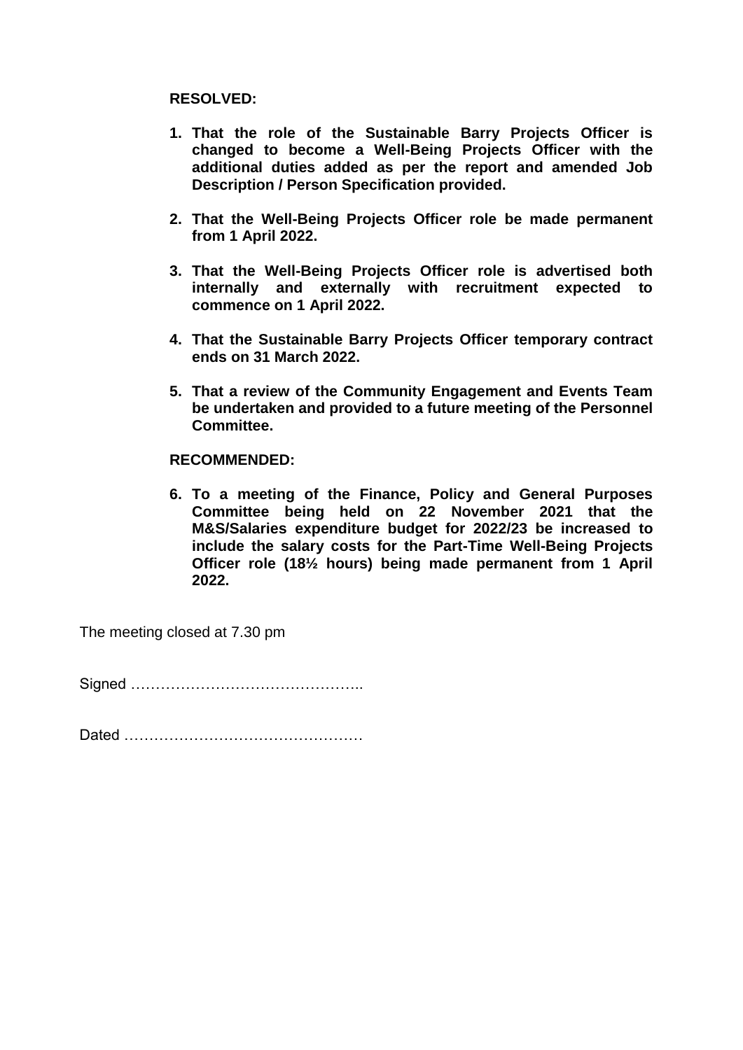**RESOLVED:**

1. **That the role of the Sustainable Barry Projects Officer is changed to become a Well-Being Projects Officer with the additional duties added as per the report and amended Job Description / Person Specification provided.**

2. **That the Well-Being Projects Officer role be made permanent from 1 April 2022.**

3. **That the Well-Being Projects Officer role is advertised both internally and externally with recruitment expected to commence on 1 April 2022.**

4. **That the Sustainable Barry Projects Officer temporary contract ends on 31 March 2022.**

5. **That a review of the Community Engagement and Events Team be undertaken and provided to a future meeting of the Personnel Committee.**

**RECOMMENDED:**

6. **To a meeting of the Finance, Policy and General Purposes Committee being held on 22 November 2021 that the M&S/Salaries expenditure budget for 2022/23 be increased to include the salary costs for the Part-Time Well-Being Projects Officer role (18½ hours) being made permanent from 1 April 2022.**

The meeting closed at 7.30 pm

Signed ………………………………………..

Dated …………………………………………